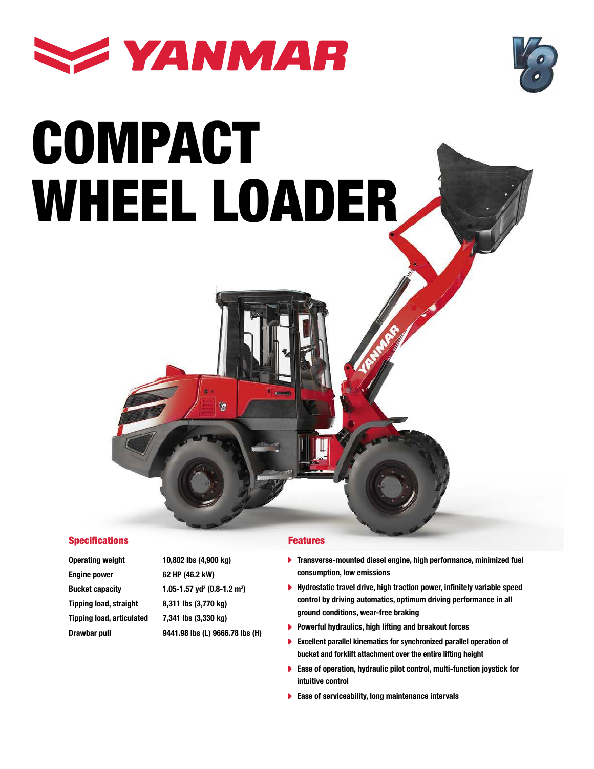# YANMAR

# COMPACT WHEEL LOADER

## Specifications

| | |
|---|---|
| Operating weight | 10,802 lbs (4,900 kg) |
| Engine power | 62 HP (46.2 kW) |
| Bucket capacity | 1.05-1.57 yd³ (0.8-1.2 m³) |
| Tipping load, straight | 8,311 lbs (3,770 kg) |
| Tipping load, articulated | 7,341 lbs (3,330 kg) |
| Drawbar pull | 9441.98 lbs (L) 9666.78 lbs (H) |

## Features

- Transverse-mounted diesel engine, high performance, minimized fuel consumption, low emissions
- Hydrostatic travel drive, high traction power, infinitely variable speed control by driving automatics, optimum driving performance in all ground conditions, wear-free braking
- Powerful hydraulics, high lifting and breakout forces
- Excellent parallel kinematics for synchronized parallel operation of bucket and forklift attachment over the entire lifting height
- Ease of operation, hydraulic pilot control, multi-function joystick for intuitive control
- Ease of serviceability, long maintenance intervals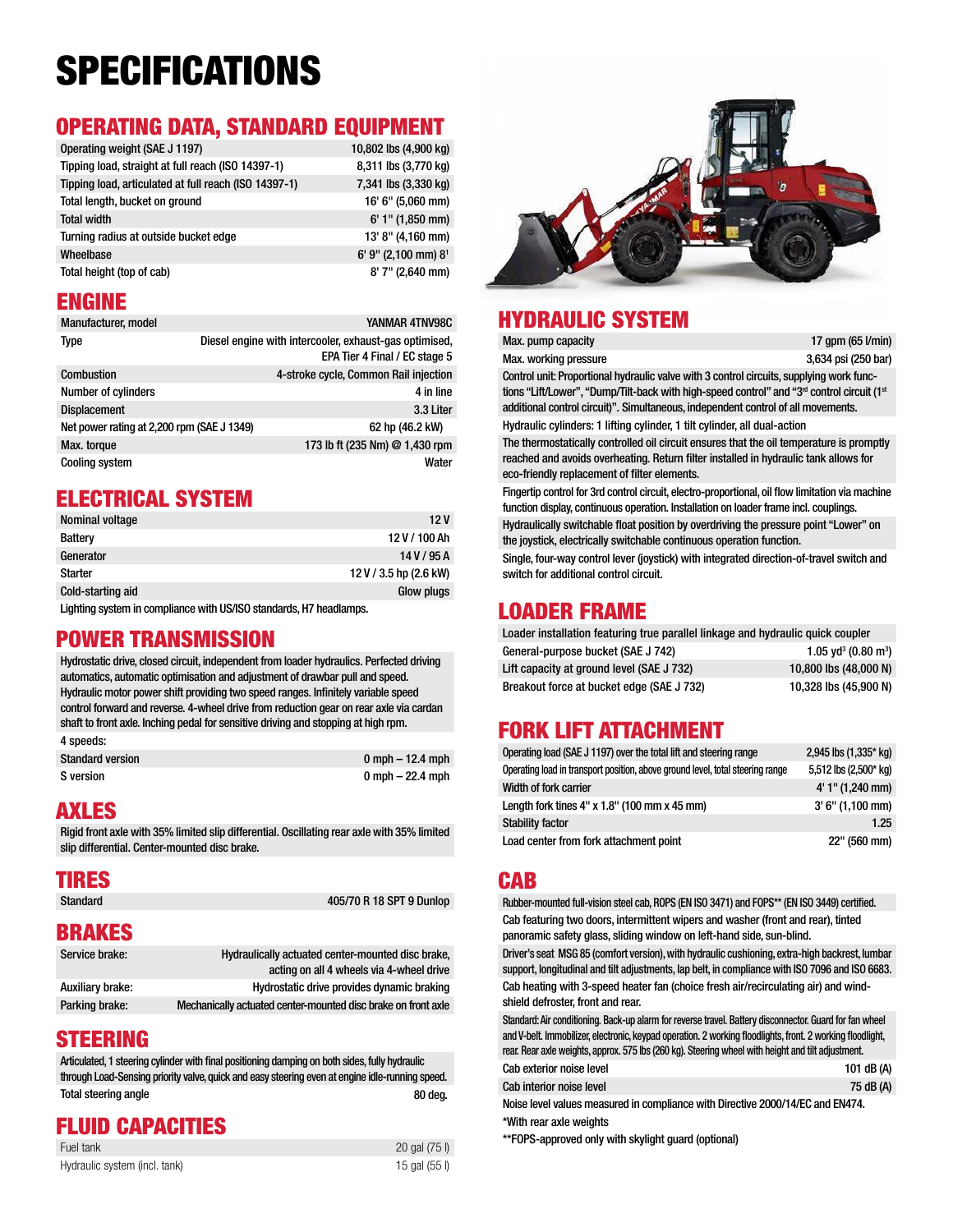# SPECIFICATIONS

## OPERATING DATA, STANDARD EQUIPMENT

| | |
|---|---|
| Operating weight (SAE J 1197) | 10,802 lbs (4,900 kg) |
| Tipping load, straight at full reach (ISO 14397-1) | 8,311 lbs (3,770 kg) |
| Tipping load, articulated at full reach (ISO 14397-1) | 7,341 lbs (3,330 kg) |
| Total length, bucket on ground | 16' 6" (5,060 mm) |
| Total width | 6' 1" (1,850 mm) |
| Turning radius at outside bucket edge | 13' 8" (4,160 mm) |
| Wheelbase | 6' 9" (2,100 mm) 8' |
| Total height (top of cab) | 8' 7" (2,640 mm) |

## ENGINE

| | |
|---|---|
| Manufacturer, model | YANMAR 4TNV98C |
| Type | Diesel engine with intercooler, exhaust-gas optimised, EPA Tier 4 Final / EC stage 5 |
| Combustion | 4-stroke cycle, Common Rail injection |
| Number of cylinders | 4 in line |
| Displacement | 3.3 Liter |
| Net power rating at 2,200 rpm (SAE J 1349) | 62 hp (46.2 kW) |
| Max. torque | 173 lb ft (235 Nm) @ 1,430 rpm |
| Cooling system | Water |

## ELECTRICAL SYSTEM

| | |
|---|---|
| Nominal voltage | 12 V |
| Battery | 12 V / 100 Ah |
| Generator | 14 V / 95 A |
| Starter | 12 V / 3.5 hp (2.6 kW) |
| Cold-starting aid | Glow plugs |

Lighting system in compliance with US/ISO standards, H7 headlamps.

## POWER TRANSMISSION

Hydrostatic drive, closed circuit, independent from loader hydraulics. Perfected driving automatics, automatic optimisation and adjustment of drawbar pull and speed. Hydraulic motor power shift providing two speed ranges. Infinitely variable speed control forward and reverse. 4-wheel drive from reduction gear on rear axle via cardan shaft to front axle. Inching pedal for sensitive driving and stopping at high rpm.

4 speeds:

| | |
|---|---|
| Standard version | 0 mph – 12.4 mph |
| S version | 0 mph – 22.4 mph |

## AXLES

Rigid front axle with 35% limited slip differential. Oscillating rear axle with 35% limited slip differential. Center-mounted disc brake.

## TIRES

| | |
|---|---|
| Standard | 405/70 R 18 SPT 9 Dunlop |

## BRAKES

| | |
|---|---|
| Service brake: | Hydraulically actuated center-mounted disc brake, acting on all 4 wheels via 4-wheel drive |
| Auxiliary brake: | Hydrostatic drive provides dynamic braking |
| Parking brake: | Mechanically actuated center-mounted disc brake on front axle |

## STEERING

Articulated, 1 steering cylinder with final positioning damping on both sides, fully hydraulic through Load-Sensing priority valve, quick and easy steering even at engine idle-running speed.

| | |
|---|---|
| Total steering angle | 80 deg. |

## FLUID CAPACITIES

| | |
|---|---|
| Fuel tank | 20 gal (75 l) |
| Hydraulic system (incl. tank) | 15 gal (55 l) |

## HYDRAULIC SYSTEM

| | |
|---|---|
| Max. pump capacity | 17 gpm (65 l/min) |
| Max. working pressure | 3,634 psi (250 bar) |

Control unit: Proportional hydraulic valve with 3 control circuits, supplying work functions "Lift/Lower", "Dump/Tilt-back with high-speed control" and "3rd control circuit (1st additional control circuit)". Simultaneous, independent control of all movements.

Hydraulic cylinders: 1 lifting cylinder, 1 tilt cylinder, all dual-action

The thermostatically controlled oil circuit ensures that the oil temperature is promptly reached and avoids overheating. Return filter installed in hydraulic tank allows for eco-friendly replacement of filter elements.

Fingertip control for 3rd control circuit, electro-proportional, oil flow limitation via machine function display, continuous operation. Installation on loader frame incl. couplings.

Hydraulically switchable float position by overdriving the pressure point "Lower" on the joystick, electrically switchable continuous operation function.

Single, four-way control lever (joystick) with integrated direction-of-travel switch and switch for additional control circuit.

## LOADER FRAME

Loader installation featuring true parallel linkage and hydraulic quick coupler

| | |
|---|---|
| General-purpose bucket (SAE J 742) | 1.05 yd³ (0.80 m³) |
| Lift capacity at ground level (SAE J 732) | 10,800 lbs (48,000 N) |
| Breakout force at bucket edge (SAE J 732) | 10,328 lbs (45,900 N) |

## FORK LIFT ATTACHMENT

| | |
|---|---|
| Operating load (SAE J 1197) over the total lift and steering range | 2,945 lbs (1,335* kg) |
| Operating load in transport position, above ground level, total steering range | 5,512 lbs (2,500* kg) |
| Width of fork carrier | 4' 1" (1,240 mm) |
| Length fork tines 4" x 1.8" (100 mm x 45 mm) | 3' 6" (1,100 mm) |
| Stability factor | 1.25 |
| Load center from fork attachment point | 22" (560 mm) |

## CAB

Rubber-mounted full-vision steel cab, ROPS (EN ISO 3471) and FOPS** (EN ISO 3449) certified.

Cab featuring two doors, intermittent wipers and washer (front and rear), tinted panoramic safety glass, sliding window on left-hand side, sun-blind.

Driver's seat MSG 85 (comfort version), with hydraulic cushioning, extra-high backrest, lumbar support, longitudinal and tilt adjustments, lap belt, in compliance with ISO 7096 and ISO 6683.

Cab heating with 3-speed heater fan (choice fresh air/recirculating air) and windshield defroster, front and rear.

Standard: Air conditioning. Back-up alarm for reverse travel. Battery disconnector. Guard for fan wheel and V-belt. Immobilizer, electronic, keypad operation. 2 working floodlights, front. 2 working floodlight, rear. Rear axle weights, approx. 575 lbs (260 kg). Steering wheel with height and tilt adjustment.

| | |
|---|---|
| Cab exterior noise level | 101 dB (A) |
| Cab interior noise level | 75 dB (A) |

Noise level values measured in compliance with Directive 2000/14/EC and EN474.

*With rear axle weights

**FOPS-approved only with skylight guard (optional)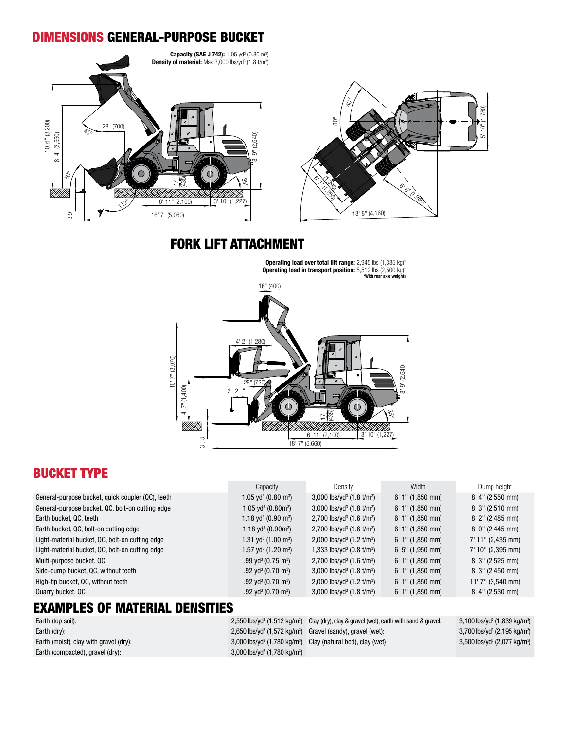# DIMENSIONS GENERAL-PURPOSE BUCKET

**Capacity (SAE J 742):** 1.05 yd³ (0.80 m³)
**Density of material:** Max 3,000 lbs/yd³ (1.8 t/m³)

# FORK LIFT ATTACHMENT

**Operating load over total lift range:** 2,945 lbs (1,335 kg)*
**Operating load in transport position:** 5,512 lbs (2,500 kg)*
***With rear axle weights**

# BUCKET TYPE

| | Capacity | Density | Width | Dump height |
|---|---|---|---|---|
| General-purpose bucket, quick coupler (QC), teeth | 1.05 yd³ (0.80 m³) | 3,000 lbs/yd³ (1.8 t/m³) | 6' 1" (1,850 mm) | 8' 4" (2,550 mm) |
| General-purpose bucket, QC, bolt-on cutting edge | 1.05 yd³ (0.80m³) | 3,000 lbs/yd³ (1.8 t/m³) | 6' 1" (1,850 mm) | 8' 3" (2,510 mm) |
| Earth bucket, QC, teeth | 1.18 yd³ (0.90 m³) | 2,700 lbs/yd³ (1.6 t/m³) | 6' 1" (1,850 mm) | 8' 2" (2,485 mm) |
| Earth bucket, QC, bolt-on cutting edge | 1.18 yd³ (0.90m³) | 2,700 lbs/yd³ (1.6 t/m³) | 6' 1" (1,850 mm) | 8' 0" (2,445 mm) |
| Light-material bucket, QC, bolt-on cutting edge | 1.31 yd³ (1.00 m³) | 2,000 lbs/yd³ (1.2 t/m³) | 6' 1" (1,850 mm) | 7' 11" (2,435 mm) |
| Light-material bucket, QC, bolt-on cutting edge | 1.57 yd³ (1.20 m³) | 1,333 lbs/yd³ (0.8 t/m³) | 6' 5" (1,950 mm) | 7' 10" (2,395 mm) |
| Multi-purpose bucket, QC | .99 yd³ (0.75 m³) | 2,700 lbs/yd³ (1.6 t/m³) | 6' 1" (1,850 mm) | 8' 3" (2,525 mm) |
| Side-dump bucket, QC, without teeth | .92 yd³ (0.70 m³) | 3,000 lbs/yd³ (1.8 t/m³) | 6' 1" (1,850 mm) | 8' 3" (2,450 mm) |
| High-tip bucket, QC, without teeth | .92 yd³ (0.70 m³) | 2,000 lbs/yd³ (1.2 t/m³) | 6' 1" (1,850 mm) | 11' 7" (3,540 mm) |
| Quarry bucket, QC | .92 yd³ (0.70 m³) | 3,000 lbs/yd³ (1.8 t/m³) | 6' 1" (1,850 mm) | 8' 4" (2,530 mm) |

# EXAMPLES OF MATERIAL DENSITIES

| | | | |
|---|---|---|---|
| Earth (top soil): | 2,550 lbs/yd³ (1,512 kg/m³) | Clay (dry), clay & gravel (wet), earth with sand & gravel: | 3,100 lbs/yd³ (1,839 kg/m³) |
| Earth (dry): | 2,650 lbs/yd³ (1,572 kg/m³) | Gravel (sandy), gravel (wet): | 3,700 lbs/yd³ (2,195 kg/m³) |
| Earth (moist), clay with gravel (dry): | 3,000 lbs/yd³ (1,780 kg/m³) | Clay (natural bed), clay (wet) | 3,500 lbs/yd³ (2,077 kg/m³) |
| Earth (compacted), gravel (dry): | 3,000 lbs/yd³ (1,780 kg/m³) | | |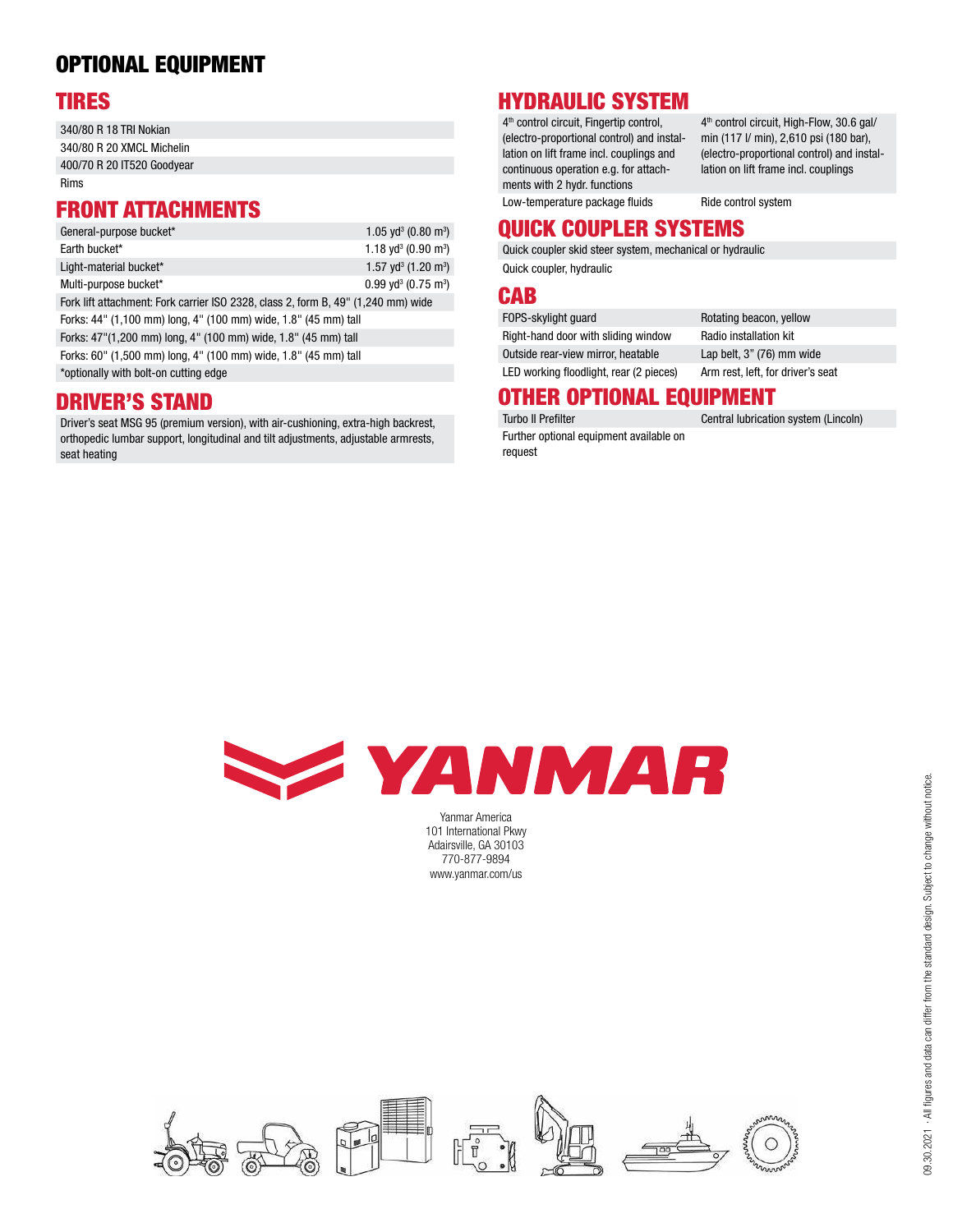# OPTIONAL EQUIPMENT

## TIRES

| |
|---|
| 340/80 R 18 TRI Nokian |
| 340/80 R 20 XMCL Michelin |
| 400/70 R 20 IT520 Goodyear |
| Rims |

## FRONT ATTACHMENTS

| | |
|---|---|
| General-purpose bucket* | 1.05 yd³ (0.80 m³) |
| Earth bucket* | 1.18 yd³ (0.90 m³) |
| Light-material bucket* | 1.57 yd³ (1.20 m³) |
| Multi-purpose bucket* | 0.99 yd³ (0.75 m³) |
| Fork lift attachment: Fork carrier ISO 2328, class 2, form B, 49" (1,240 mm) wide | |
| Forks: 44" (1,100 mm) long, 4" (100 mm) wide, 1.8" (45 mm) tall | |
| Forks: 47"(1,200 mm) long, 4" (100 mm) wide, 1.8" (45 mm) tall | |
| Forks: 60" (1,500 mm) long, 4" (100 mm) wide, 1.8" (45 mm) tall | |
| *optionally with bolt-on cutting edge | |

## DRIVER'S STAND

Driver's seat MSG 95 (premium version), with air-cushioning, extra-high backrest, orthopedic lumbar support, longitudinal and tilt adjustments, adjustable armrests, seat heating

## HYDRAULIC SYSTEM

| | |
|---|---|
| 4th control circuit, Fingertip control, (electro-proportional control) and installation on lift frame incl. couplings and continuous operation e.g. for attachments with 2 hydr. functions | 4th control circuit, High-Flow, 30.6 gal/min (117 l/ min), 2,610 psi (180 bar), (electro-proportional control) and installation on lift frame incl. couplings |
| Low-temperature package fluids | Ride control system |

## QUICK COUPLER SYSTEMS

| |
|---|
| Quick coupler skid steer system, mechanical or hydraulic |
| Quick coupler, hydraulic |

## CAB

| | |
|---|---|
| FOPS-skylight guard | Rotating beacon, yellow |
| Right-hand door with sliding window | Radio installation kit |
| Outside rear-view mirror, heatable | Lap belt, 3" (76) mm wide |
| LED working floodlight, rear (2 pieces) | Arm rest, left, for driver's seat |

## OTHER OPTIONAL EQUIPMENT

| | |
|---|---|
| Turbo II Prefilter | Central lubrication system (Lincoln) |
| Further optional equipment available on request | |

YANMAR

Yanmar America
101 International Pkwy
Adairsville, GA 30103
770-877-9894
www.yanmar.com/us

09.30.2021 · All figures and data can differ from the standard design. Subject to change without notice.